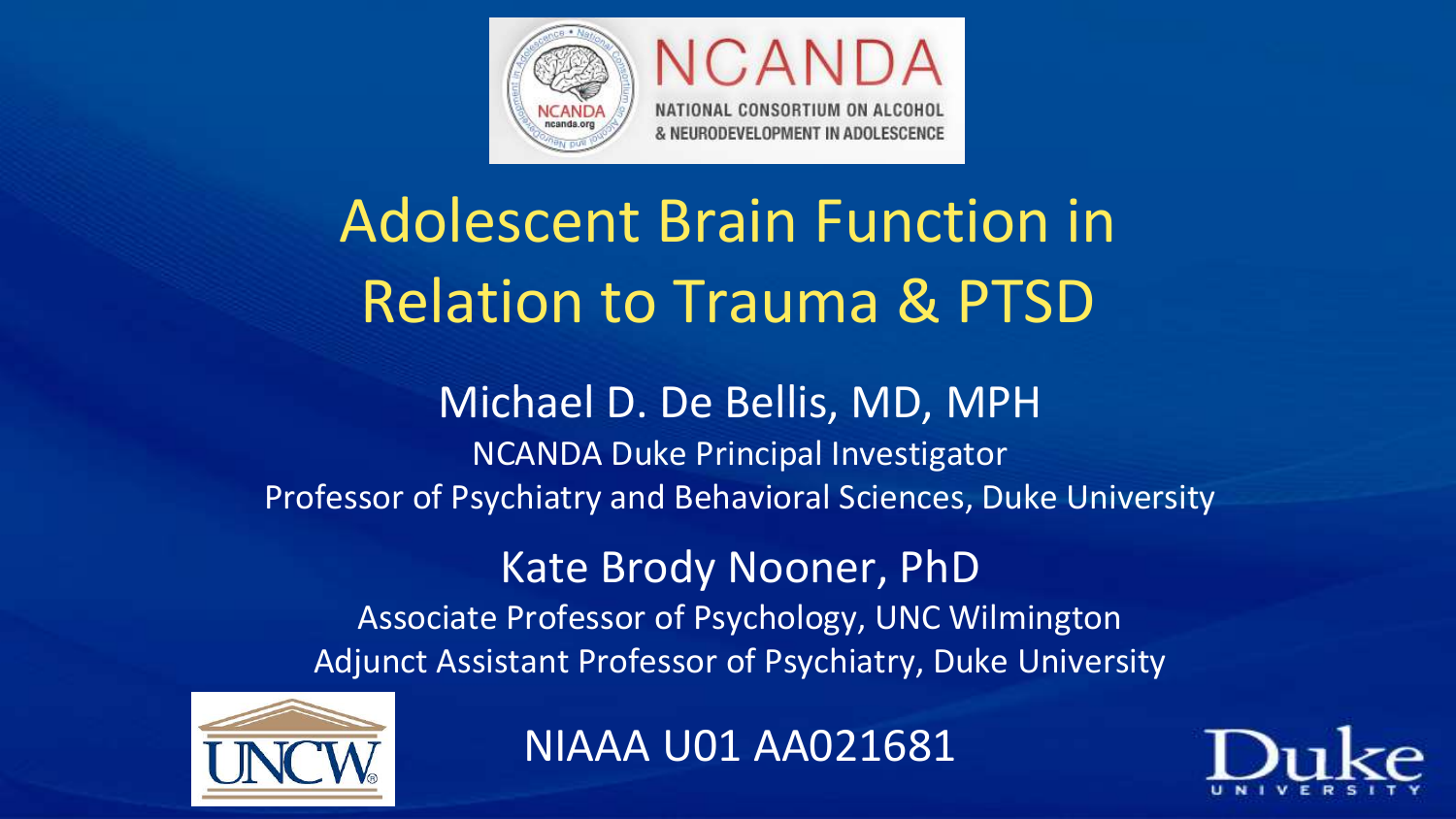NCANDA

NATIONAL CONSORTIUM ON ALCOHOL & NEURODEVELOPMENT IN ADOLESCENCE

# Adolescent Brain Function in Relation to Trauma & PTSD

Michael D. De Bellis, MD, MPH

NCANDA Duke Principal Investigator

Professor of Psychiatry and Behavioral Sciences, Duke University

Kate Brody Nooner, PhD

Associate Professor of Psychology, UNC Wilmington

Adjunct Assistant Professor of Psychiatry, Duke University

NIAAA U01 AA021681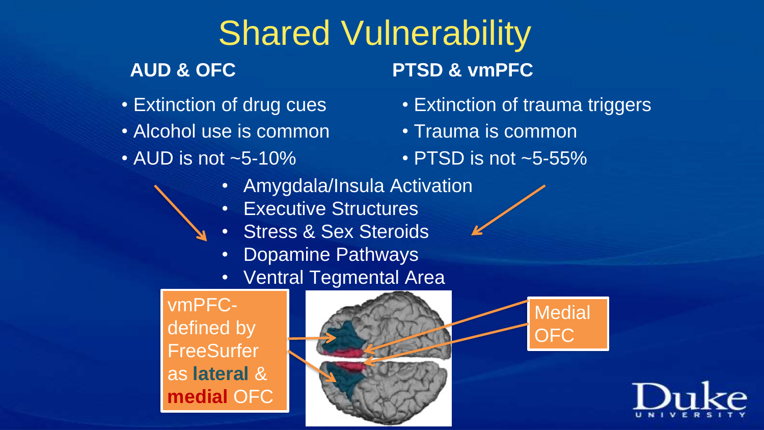# Shared Vulnerability

## AUD & OFC

- Extinction of drug cues
- Alcohol use is common
- AUD is not ~5-10%

## PTSD & vmPFC

- Extinction of trauma triggers
- Trauma is common
- PTSD is not ~5-55%

- Amygdala/Insula Activation
- Executive Structures
- Stress & Sex Steroids
- Dopamine Pathways
- Ventral Tegmental Area

vmPFC- defined by FreeSurfer as **lateral** & **medial** OFC

Medial OFC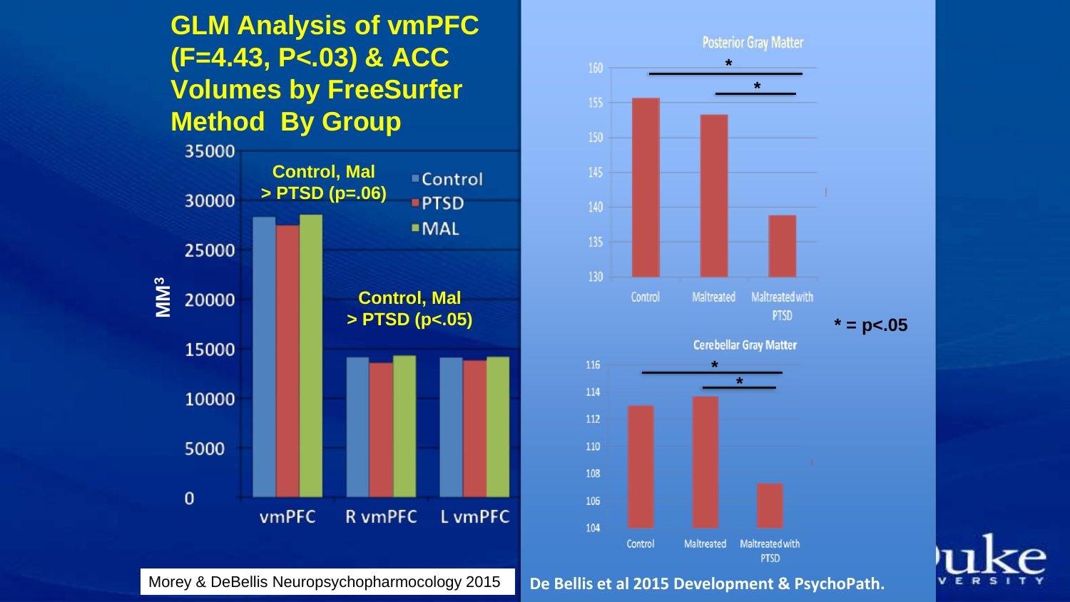# GLM Analysis of vmPFC (F=4.43, P<.03) & ACC Volumes by FreeSurfer Method By Group

Control, Mal > PTSD (p=.06)

Control, Mal > PTSD (p<.05)

- Control
- PTSD
- MAL

$MM^3$

vmPFC | R vmPFC | L vmPFC

Morey & DeBellis Neuropsychopharmacology 2015

**Posterior Gray Matter**

Control | Maltreated | Maltreated with PTSD

**Cerebellar Gray Matter**

Control | Maltreated | Maltreated with PTSD

* = p<.05

**De Bellis et al 2015 Development & PsychoPath.**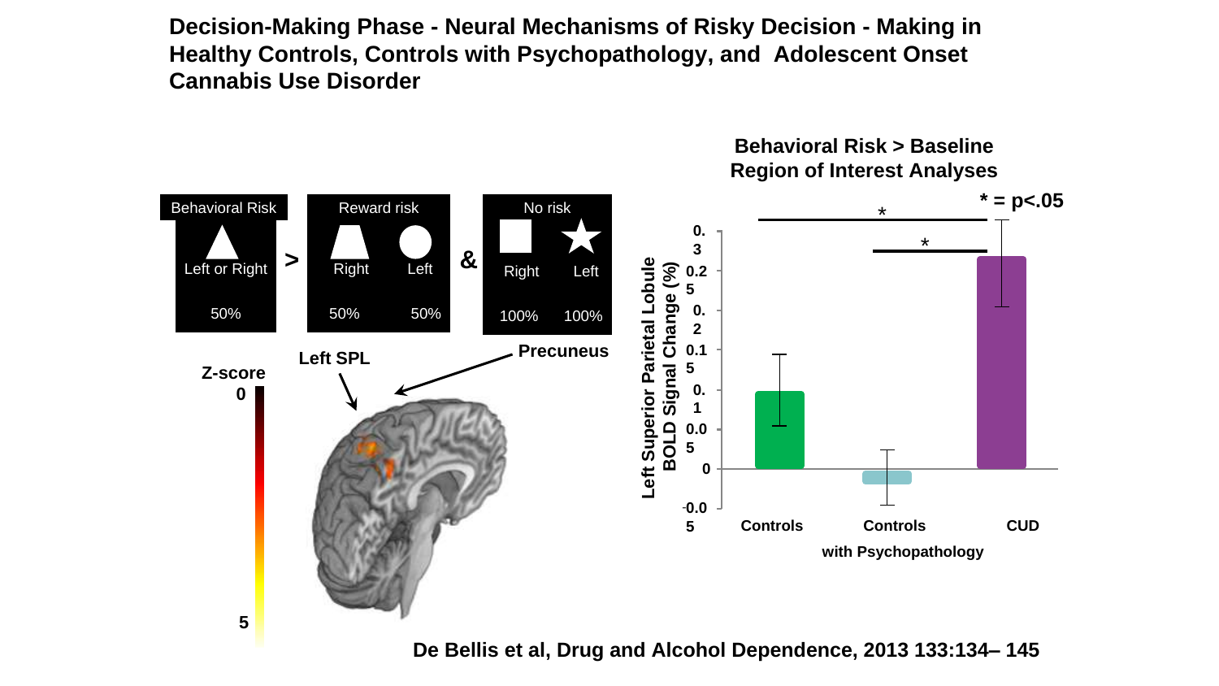# Decision-Making Phase - Neural Mechanisms of Risky Decision - Making in Healthy Controls, Controls with Psychopathology, and Adolescent Onset Cannabis Use Disorder

| Behavioral Risk | > | Reward risk | | & | No risk | |
|---|---|---|---|---|---|---|
| Left or Right | | Right | Left | | Right | Left |
| 50% | | 50% | 50% | | 100% | 100% |

Left SPL

Precuneus

Z-score 0 – 5

**Behavioral Risk > Baseline Region of Interest Analyses**

* = p<.05

Left Superior Parietal Lobule BOLD Signal Change (%)

0.3, 0.25, 0.2, 0.15, 0.1, 0.05, 0, -0.05

Controls | Controls with Psychopathology | CUD

De Bellis et al, Drug and Alcohol Dependence, 2013 133:134– 145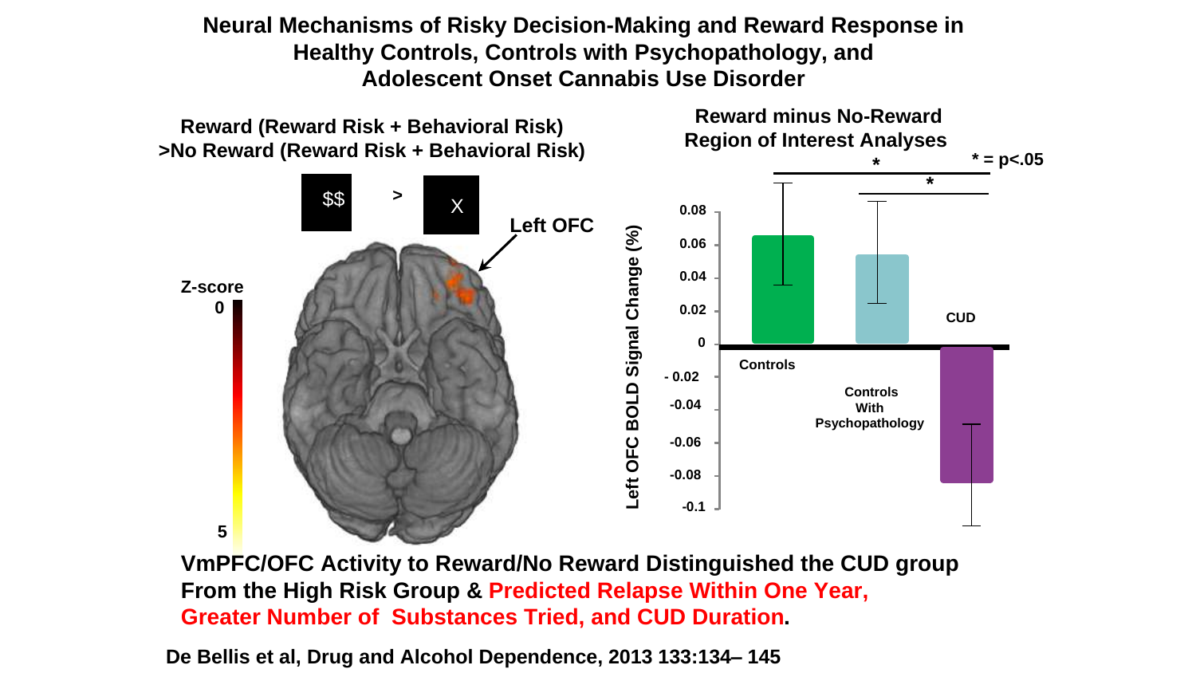# Neural Mechanisms of Risky Decision-Making and Reward Response in Healthy Controls, Controls with Psychopathology, and Adolescent Onset Cannabis Use Disorder

**Reward (Reward Risk + Behavioral Risk) >No Reward (Reward Risk + Behavioral Risk)**

$$ > X

Left OFC

Z-score 0 – 5

**Reward minus No-Reward Region of Interest Analyses**

* = p<.05

Left OFC BOLD Signal Change (%)

Controls, Controls With Psychopathology, CUD

**VmPFC/OFC Activity to Reward/No Reward Distinguished the CUD group From the High Risk Group & Predicted Relapse Within One Year, Greater Number of Substances Tried, and CUD Duration.**

**De Bellis et al, Drug and Alcohol Dependence, 2013 133:134– 145**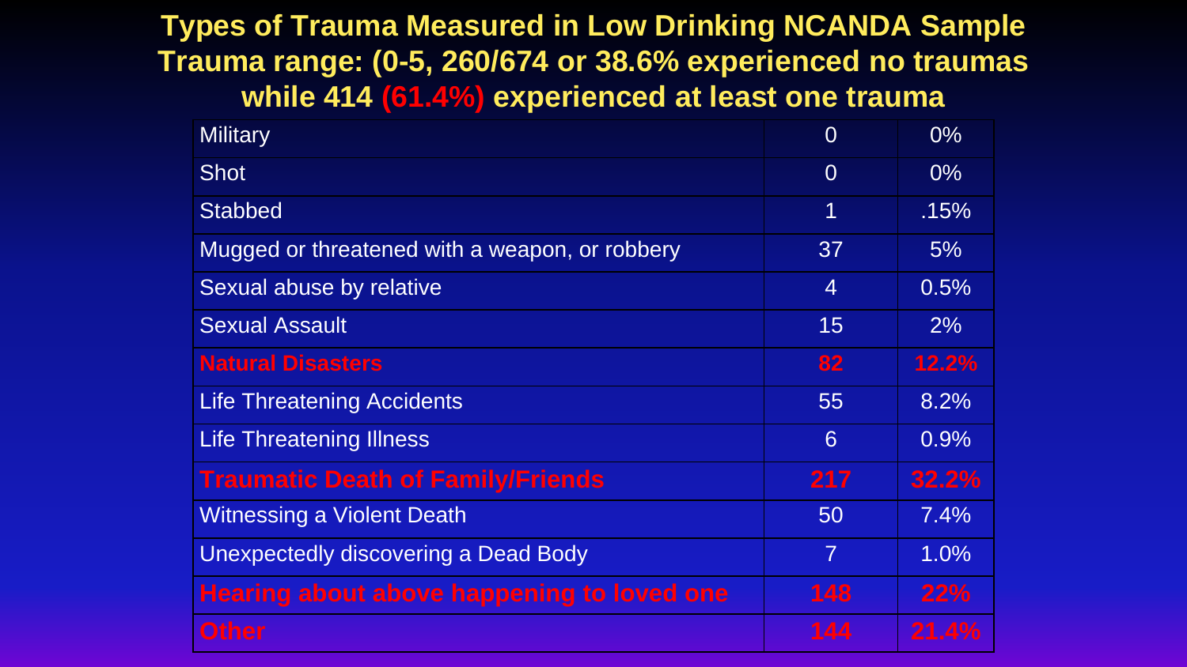# Types of Trauma Measured in Low Drinking NCANDA Sample Trauma range: (0-5, 260/674 or 38.6% experienced no traumas while 414 **(61.4%)** experienced at least one trauma

| Type | N | % |
| --- | --- | --- |
| Military | 0 | 0% |
| Shot | 0 | 0% |
| Stabbed | 1 | .15% |
| Mugged or threatened with a weapon, or robbery | 37 | 5% |
| Sexual abuse by relative | 4 | 0.5% |
| Sexual Assault | 15 | 2% |
| **Natural Disasters** | **82** | **12.2%** |
| Life Threatening Accidents | 55 | 8.2% |
| Life Threatening Illness | 6 | 0.9% |
| **Traumatic Death of Family/Friends** | **217** | **32.2%** |
| Witnessing a Violent Death | 50 | 7.4% |
| Unexpectedly discovering a Dead Body | 7 | 1.0% |
| **Hearing about above happening to loved one** | **148** | **22%** |
| **Other** | **144** | **21.4%** |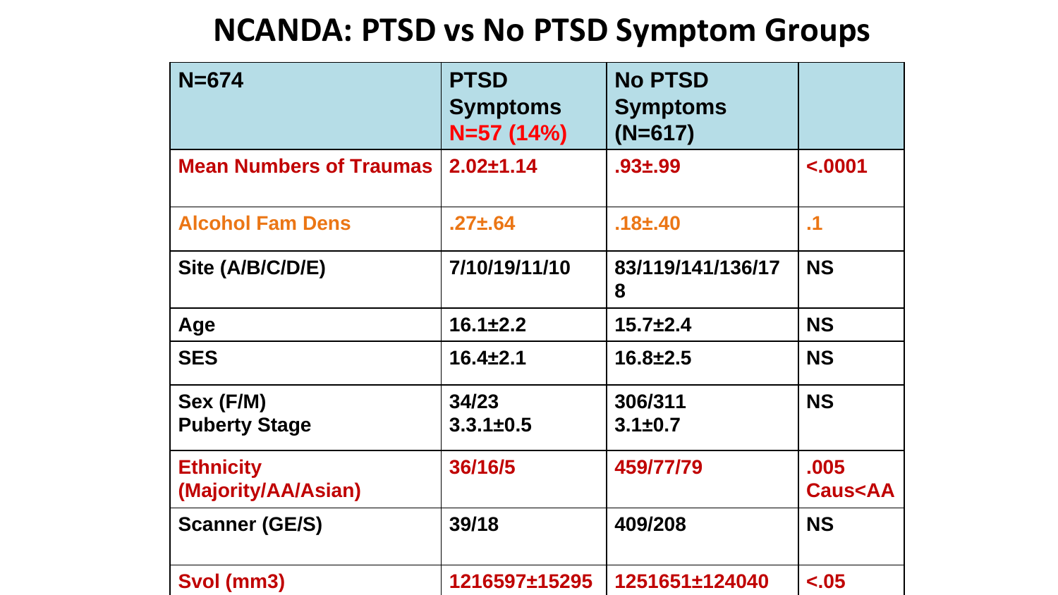# NCANDA: PTSD vs No PTSD Symptom Groups

| N=674 | PTSD Symptoms N=57 (14%) | No PTSD Symptoms (N=617) | |
|---|---|---|---|
| Mean Numbers of Traumas | 2.02±1.14 | .93±.99 | <.0001 |
| Alcohol Fam Dens | .27±.64 | .18±.40 | .1 |
| Site (A/B/C/D/E) | 7/10/19/11/10 | 83/119/141/136/178 | NS |
| Age | 16.1±2.2 | 15.7±2.4 | NS |
| SES | 16.4±2.1 | 16.8±2.5 | NS |
| Sex (F/M)<br>Puberty Stage | 34/23<br>3.3.1±0.5 | 306/311<br>3.1±0.7 | NS |
| Ethnicity (Majority/AA/Asian) | 36/16/5 | 459/77/79 | .005 Caus<AA |
| Scanner (GE/S) | 39/18 | 409/208 | NS |
| Svol (mm3) | 1216597±15295 | 1251651±124040 | <.05 |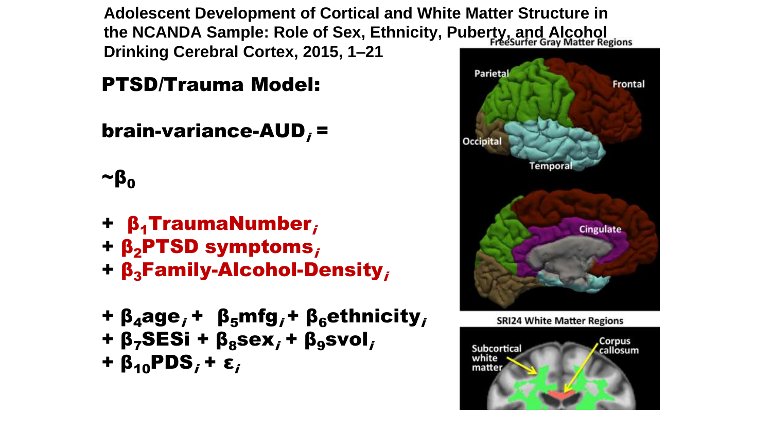**Adolescent Development of Cortical and White Matter Structure in the NCANDA Sample: Role of Sex, Ethnicity, Puberty, and Alcohol Drinking Cerebral Cortex, 2015, 1–21**

## PTSD/Trauma Model:

**brain-variance-AUD$_i$ =**

**~$\beta_0$**

**+ $\beta_1$TraumaNumber$_i$**
**+ $\beta_2$PTSD symptoms$_i$**
**+ $\beta_3$Family-Alcohol-Density$_i$**

**+ $\beta_4$age$_i$ + $\beta_5$mfg$_i$ + $\beta_6$ethnicity$_i$**
**+ $\beta_7$SESi + $\beta_8$sex$_i$ + $\beta_9$svol$_i$**
**+ $\beta_{10}$PDS$_i$ + $\varepsilon_i$**

FreeSurfer Gray Matter Regions

Parietal, Frontal, Occipital, Temporal, Cingulate

SRI24 White Matter Regions

Subcortical white matter, Corpus callosum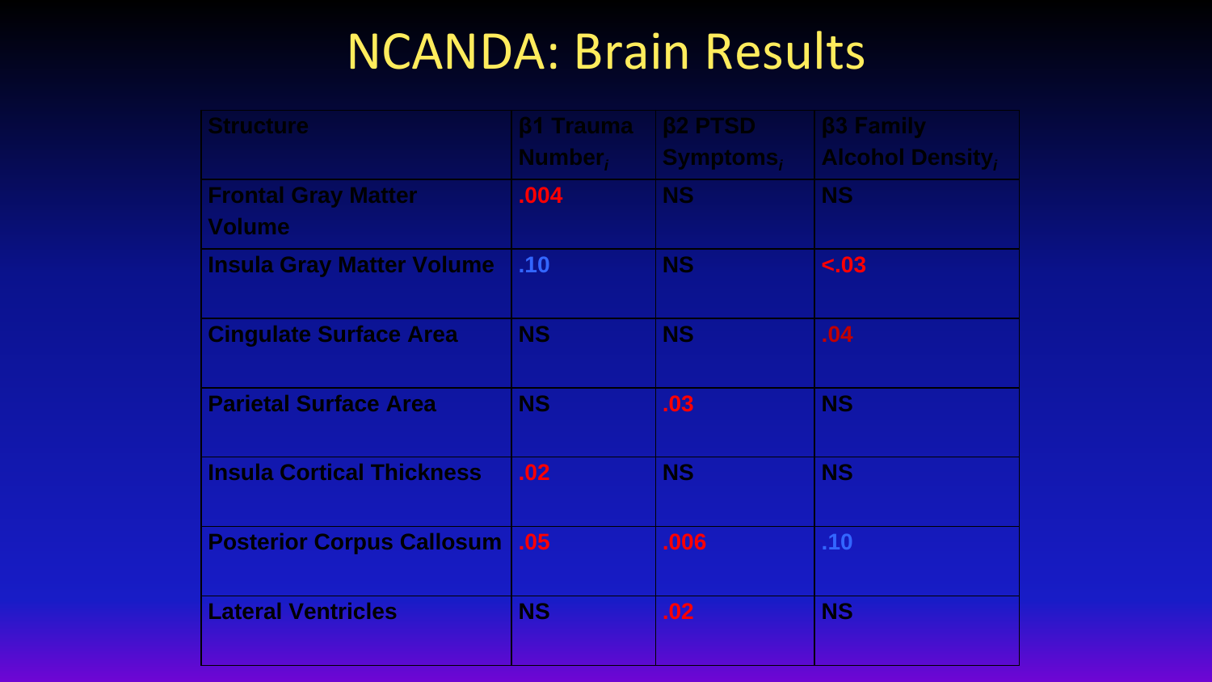# NCANDA: Brain Results

| Structure | β1 Trauma Number$_i$ | β2 PTSD Symptoms$_i$ | β3 Family Alcohol Density$_i$ |
| --- | --- | --- | --- |
| Frontal Gray Matter Volume | .004 | NS | NS |
| Insula Gray Matter Volume | .10 | NS | <.03 |
| Cingulate Surface Area | NS | NS | .04 |
| Parietal Surface Area | NS | .03 | NS |
| Insula Cortical Thickness | .02 | NS | NS |
| Posterior Corpus Callosum | .05 | .006 | .10 |
| Lateral Ventricles | NS | .02 | NS |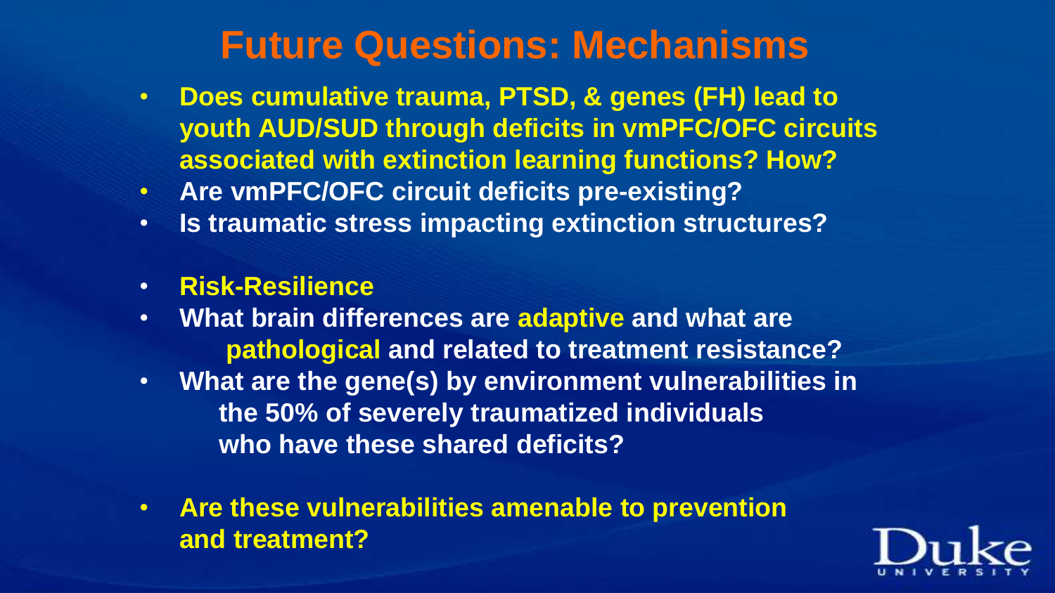# Future Questions: Mechanisms

- Does cumulative trauma, PTSD, & genes (FH) lead to youth AUD/SUD through deficits in vmPFC/OFC circuits associated with extinction learning functions? How?
- Are vmPFC/OFC circuit deficits pre-existing?
- Is traumatic stress impacting extinction structures?

- Risk-Resilience
- What brain differences are adaptive and what are pathological and related to treatment resistance?
- What are the gene(s) by environment vulnerabilities in the 50% of severely traumatized individuals who have these shared deficits?

- Are these vulnerabilities amenable to prevention and treatment?

Duke UNIVERSITY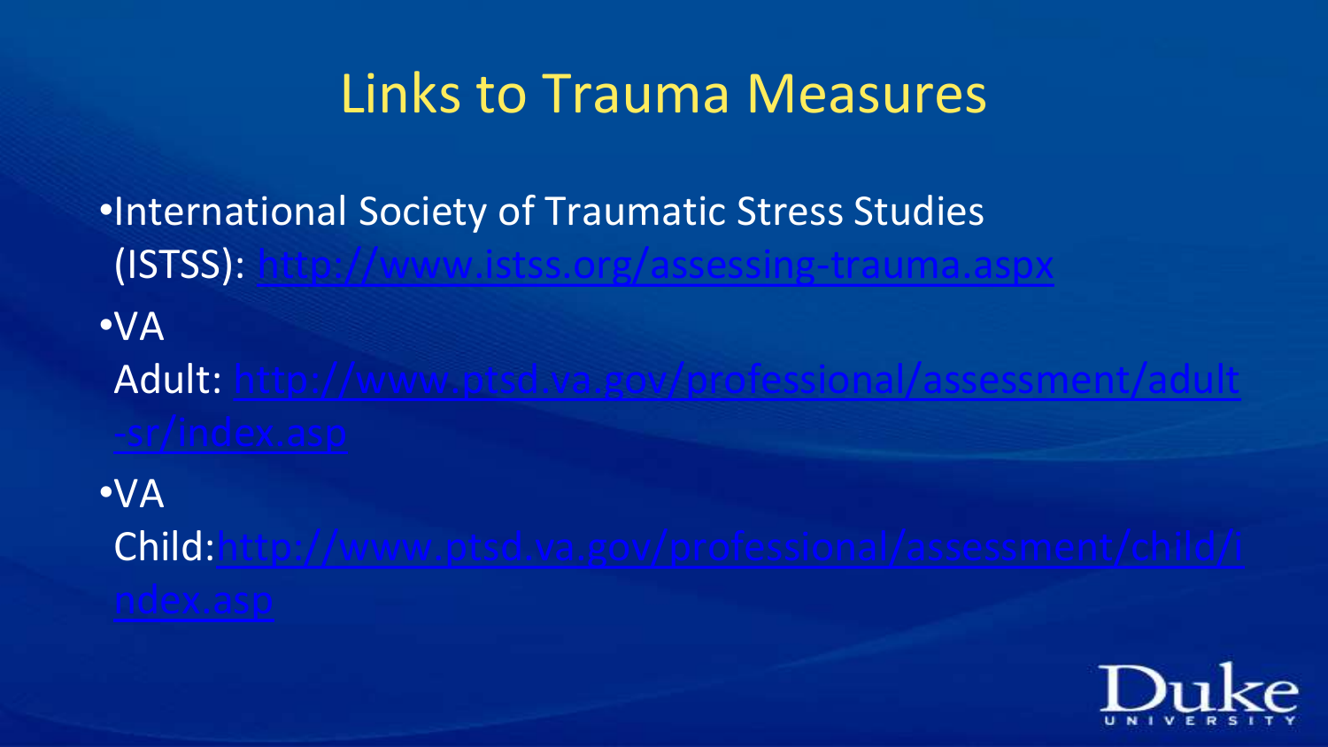# Links to Trauma Measures

- International Society of Traumatic Stress Studies (ISTSS): http://www.istss.org/assessing-trauma.aspx
- VA Adult: http://www.ptsd.va.gov/professional/assessment/adult-sr/index.asp
- VA Child: http://www.ptsd.va.gov/professional/assessment/child/index.asp